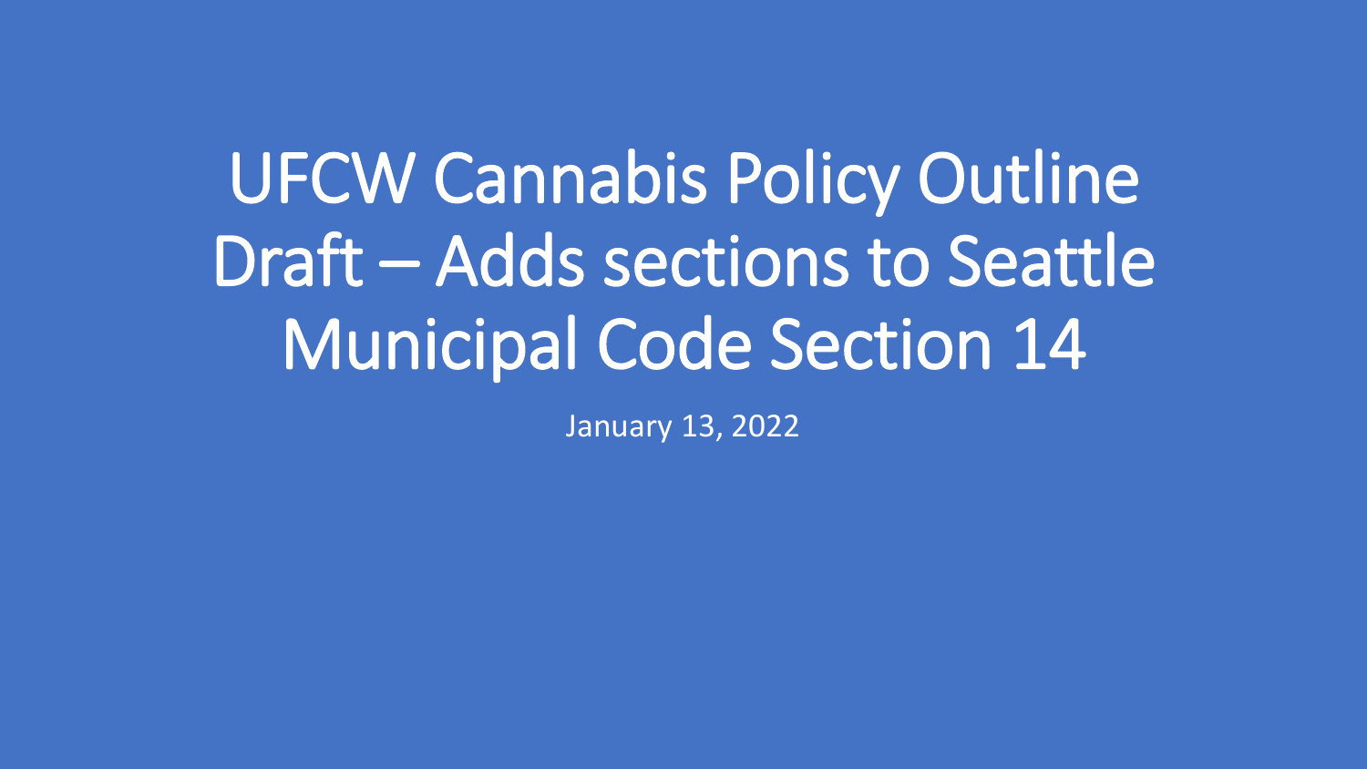# UFCW Cannabis Policy Outline Draft – Adds sections to Seattle Municipal Code Section 14

January 13, 2022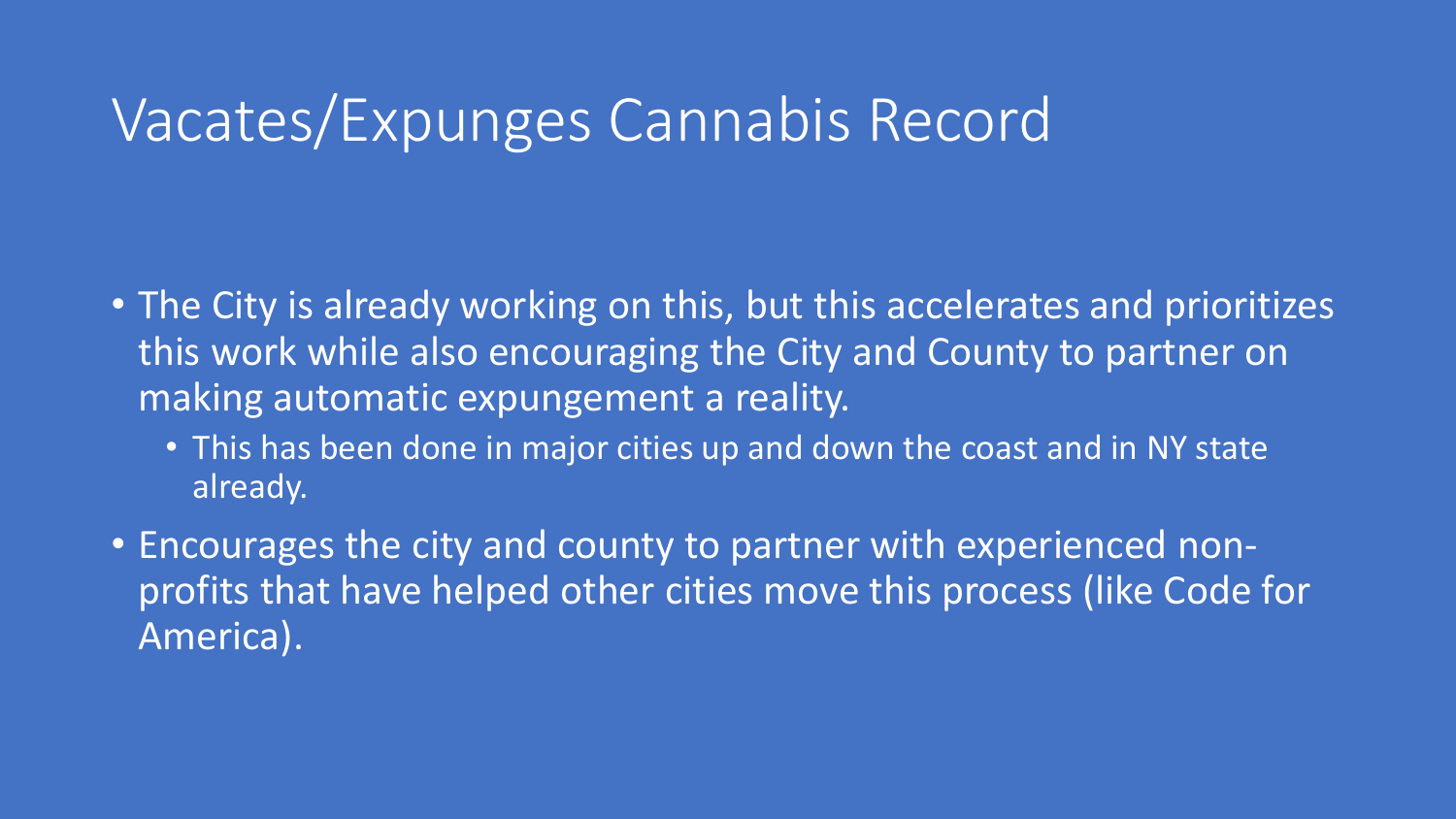# Vacates/Expunges Cannabis Record

- The City is already working on this, but this accelerates and prioritizes this work while also encouraging the City and County to partner on making automatic expungement a reality.
  - This has been done in major cities up and down the coast and in NY state already.
- Encourages the city and county to partner with experienced non-profits that have helped other cities move this process (like Code for America).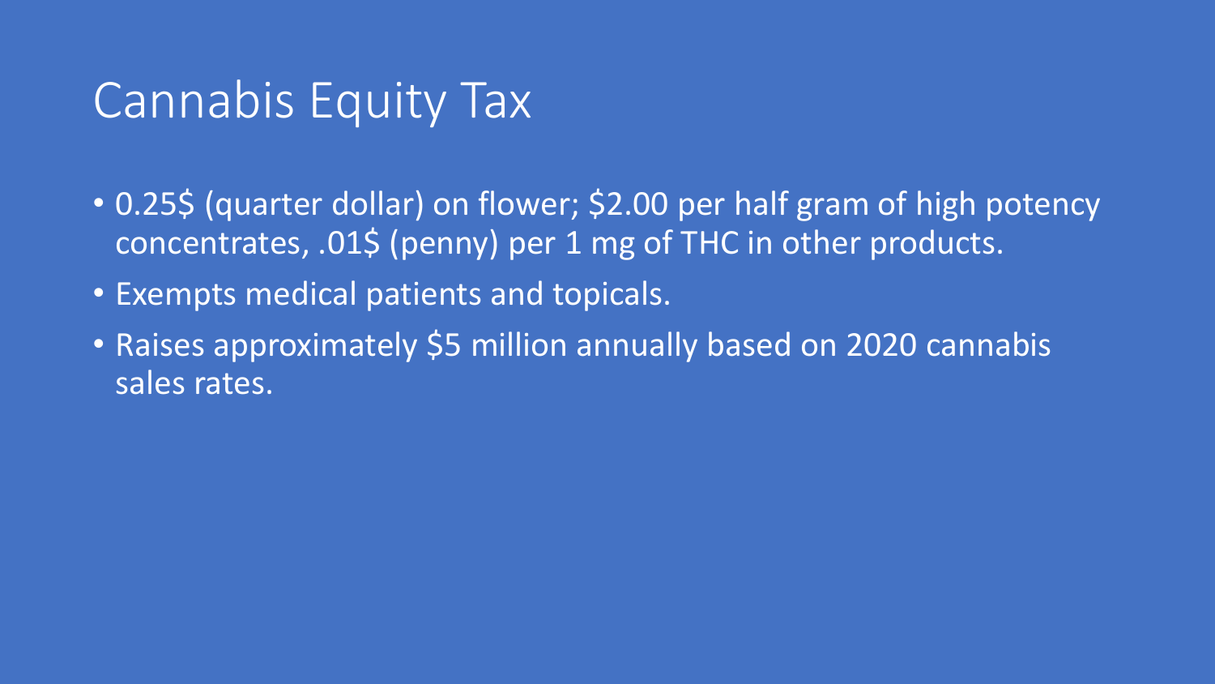# Cannabis Equity Tax

- 0.25$ (quarter dollar) on flower; $2.00 per half gram of high potency concentrates, .01$ (penny) per 1 mg of THC in other products.
- Exempts medical patients and topicals.
- Raises approximately $5 million annually based on 2020 cannabis sales rates.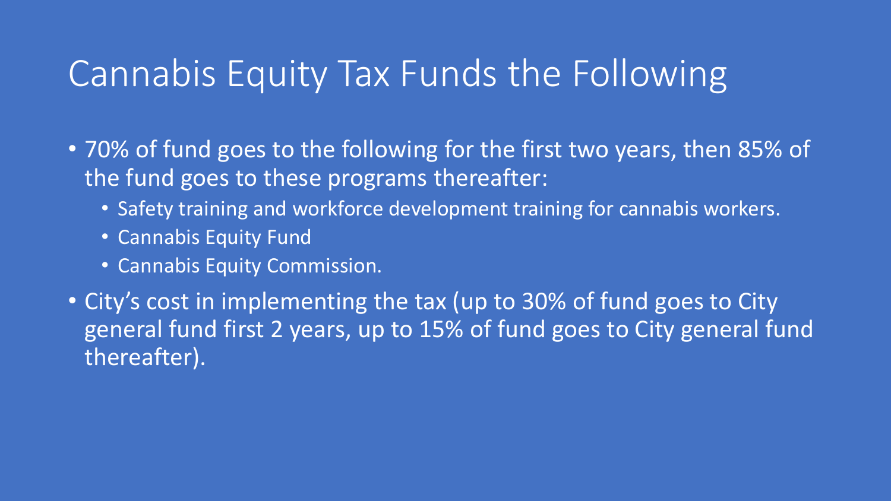# Cannabis Equity Tax Funds the Following

- 70% of fund goes to the following for the first two years, then 85% of the fund goes to these programs thereafter:
  - Safety training and workforce development training for cannabis workers.
  - Cannabis Equity Fund
  - Cannabis Equity Commission.
- City's cost in implementing the tax (up to 30% of fund goes to City general fund first 2 years, up to 15% of fund goes to City general fund thereafter).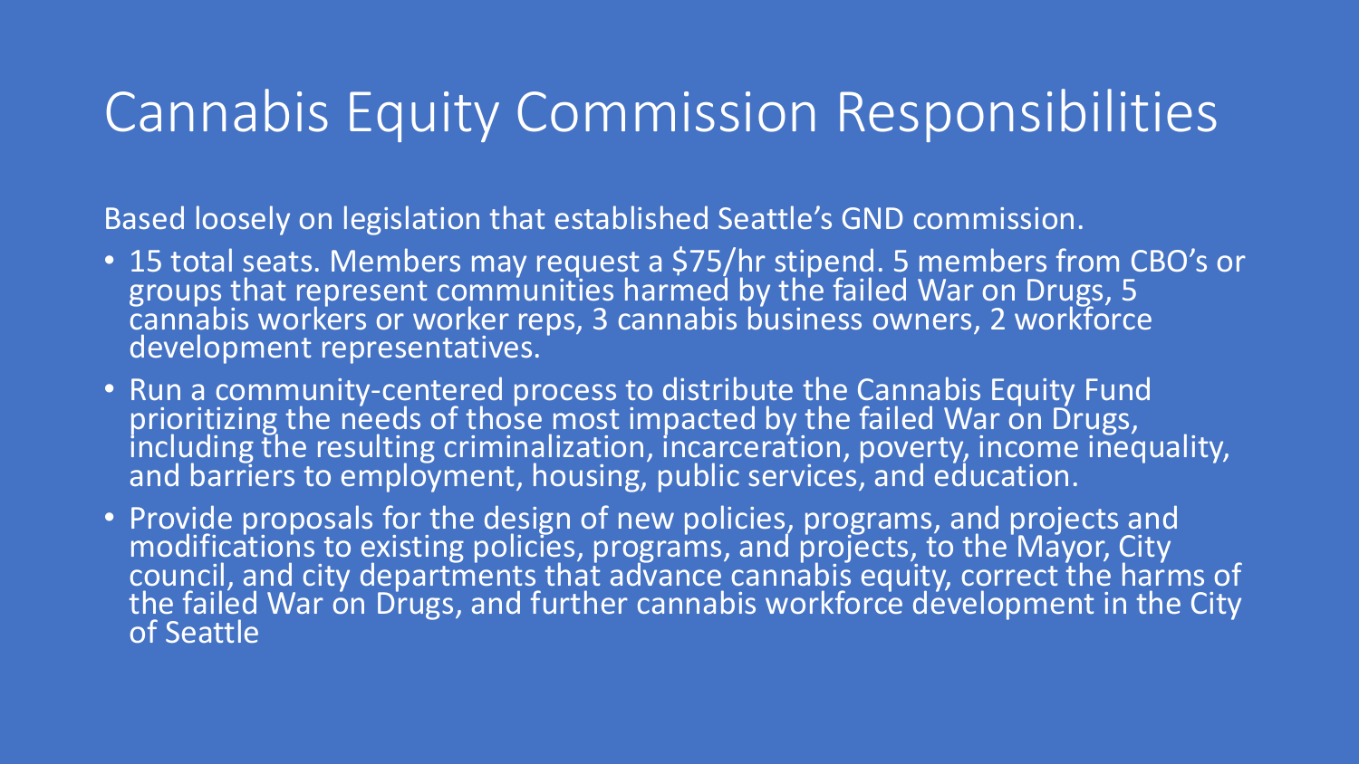# Cannabis Equity Commission Responsibilities

Based loosely on legislation that established Seattle's GND commission.

- 15 total seats. Members may request a $75/hr stipend. 5 members from CBO's or groups that represent communities harmed by the failed War on Drugs, 5 cannabis workers or worker reps, 3 cannabis business owners, 2 workforce development representatives.
- Run a community-centered process to distribute the Cannabis Equity Fund prioritizing the needs of those most impacted by the failed War on Drugs, including the resulting criminalization, incarceration, poverty, income inequality, and barriers to employment, housing, public services, and education.
- Provide proposals for the design of new policies, programs, and projects and modifications to existing policies, programs, and projects, to the Mayor, City council, and city departments that advance cannabis equity, correct the harms of the failed War on Drugs, and further cannabis workforce development in the City of Seattle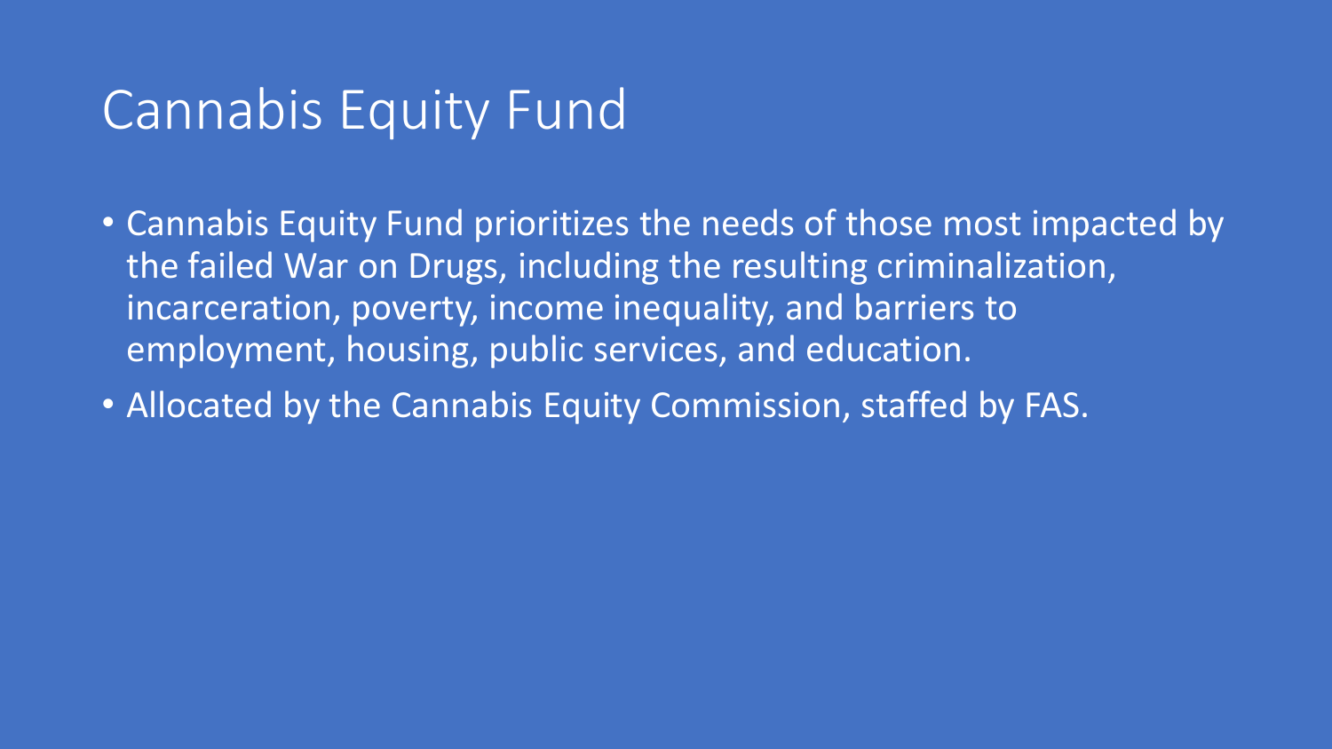# Cannabis Equity Fund

- Cannabis Equity Fund prioritizes the needs of those most impacted by the failed War on Drugs, including the resulting criminalization, incarceration, poverty, income inequality, and barriers to employment, housing, public services, and education.
- Allocated by the Cannabis Equity Commission, staffed by FAS.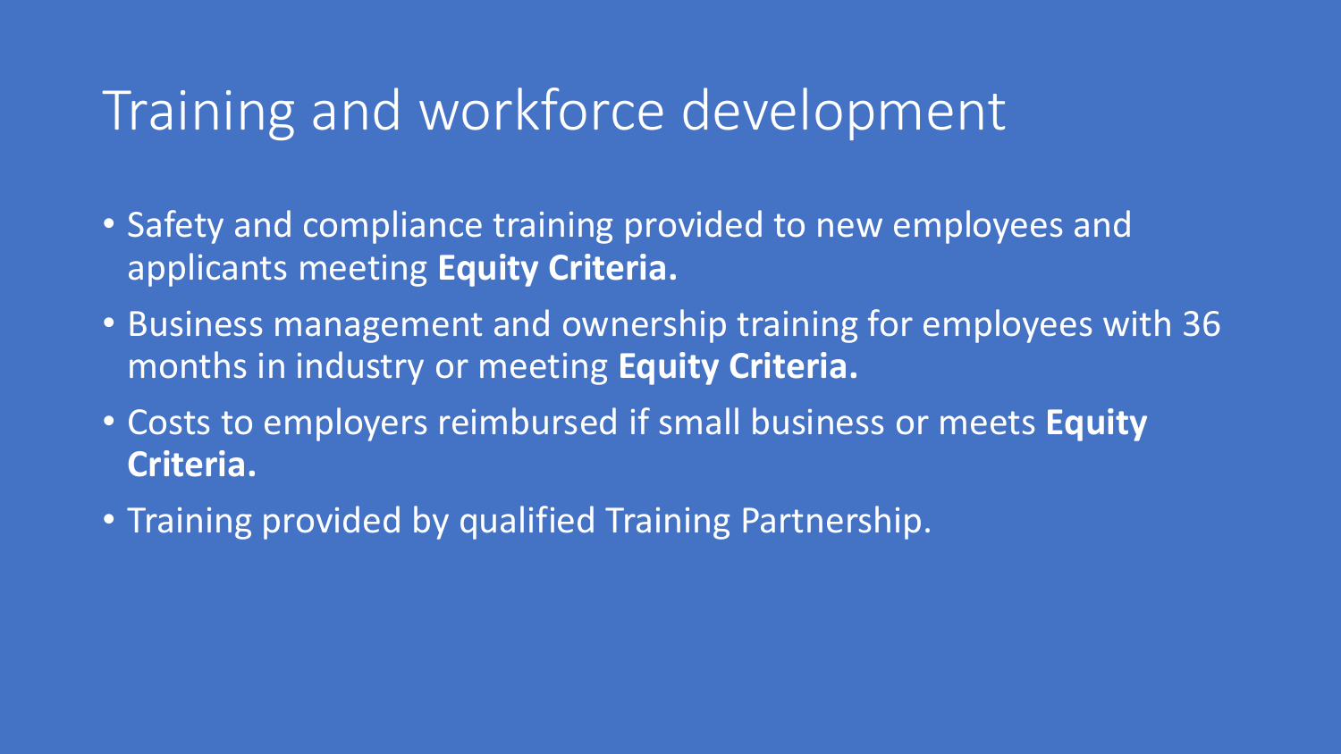# Training and workforce development

- Safety and compliance training provided to new employees and applicants meeting **Equity Criteria.**
- Business management and ownership training for employees with 36 months in industry or meeting **Equity Criteria.**
- Costs to employers reimbursed if small business or meets **Equity Criteria.**
- Training provided by qualified Training Partnership.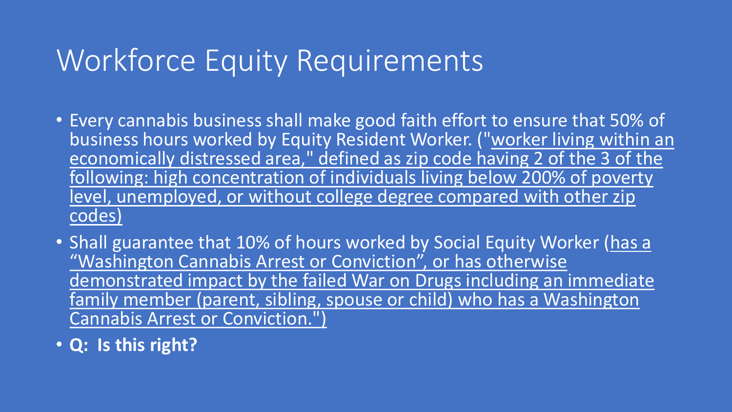# Workforce Equity Requirements

- Every cannabis business shall make good faith effort to ensure that 50% of business hours worked by Equity Resident Worker. ("worker living within an economically distressed area," defined as zip code having 2 of the 3 of the following: high concentration of individuals living below 200% of poverty level, unemployed, or without college degree compared with other zip codes)
- Shall guarantee that 10% of hours worked by Social Equity Worker (has a "Washington Cannabis Arrest or Conviction", or has otherwise demonstrated impact by the failed War on Drugs including an immediate family member (parent, sibling, spouse or child) who has a Washington Cannabis Arrest or Conviction.")
- **Q: Is this right?**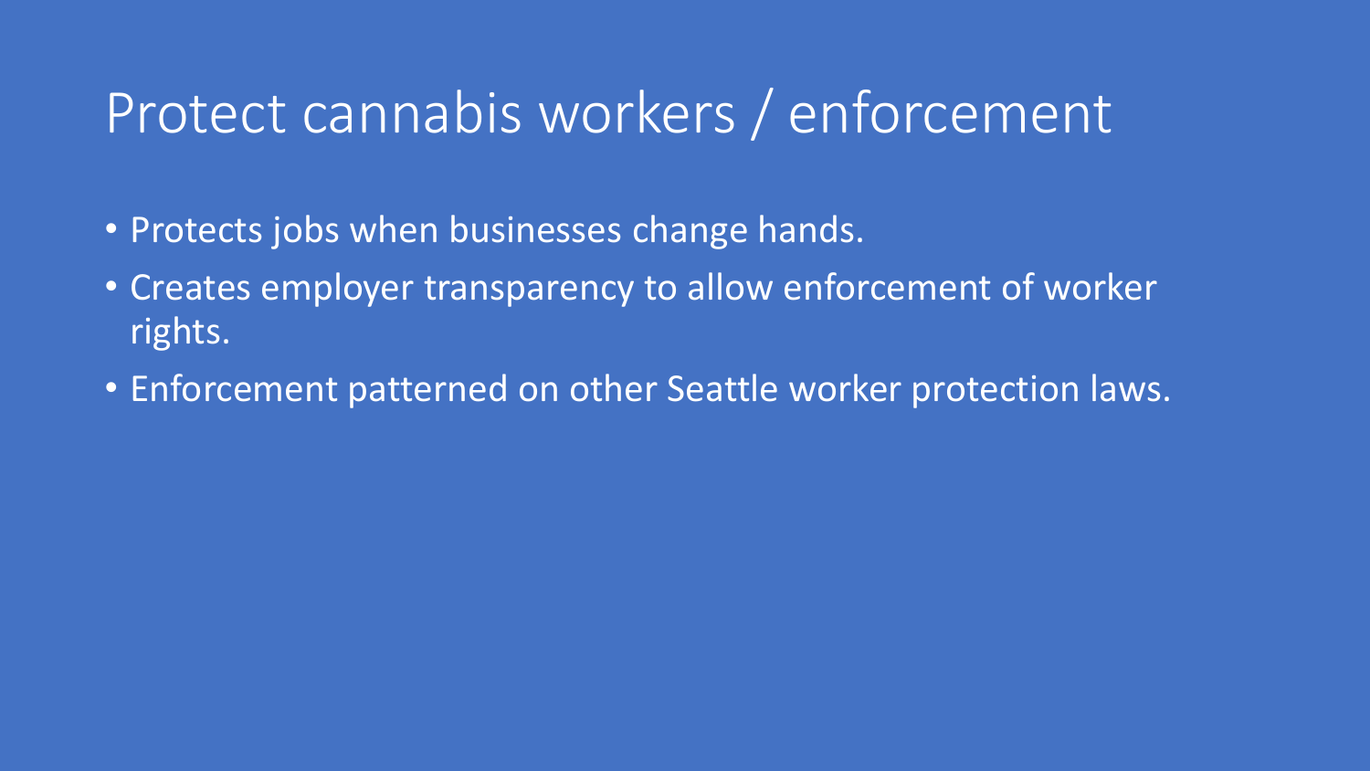# Protect cannabis workers / enforcement

- Protects jobs when businesses change hands.
- Creates employer transparency to allow enforcement of worker rights.
- Enforcement patterned on other Seattle worker protection laws.